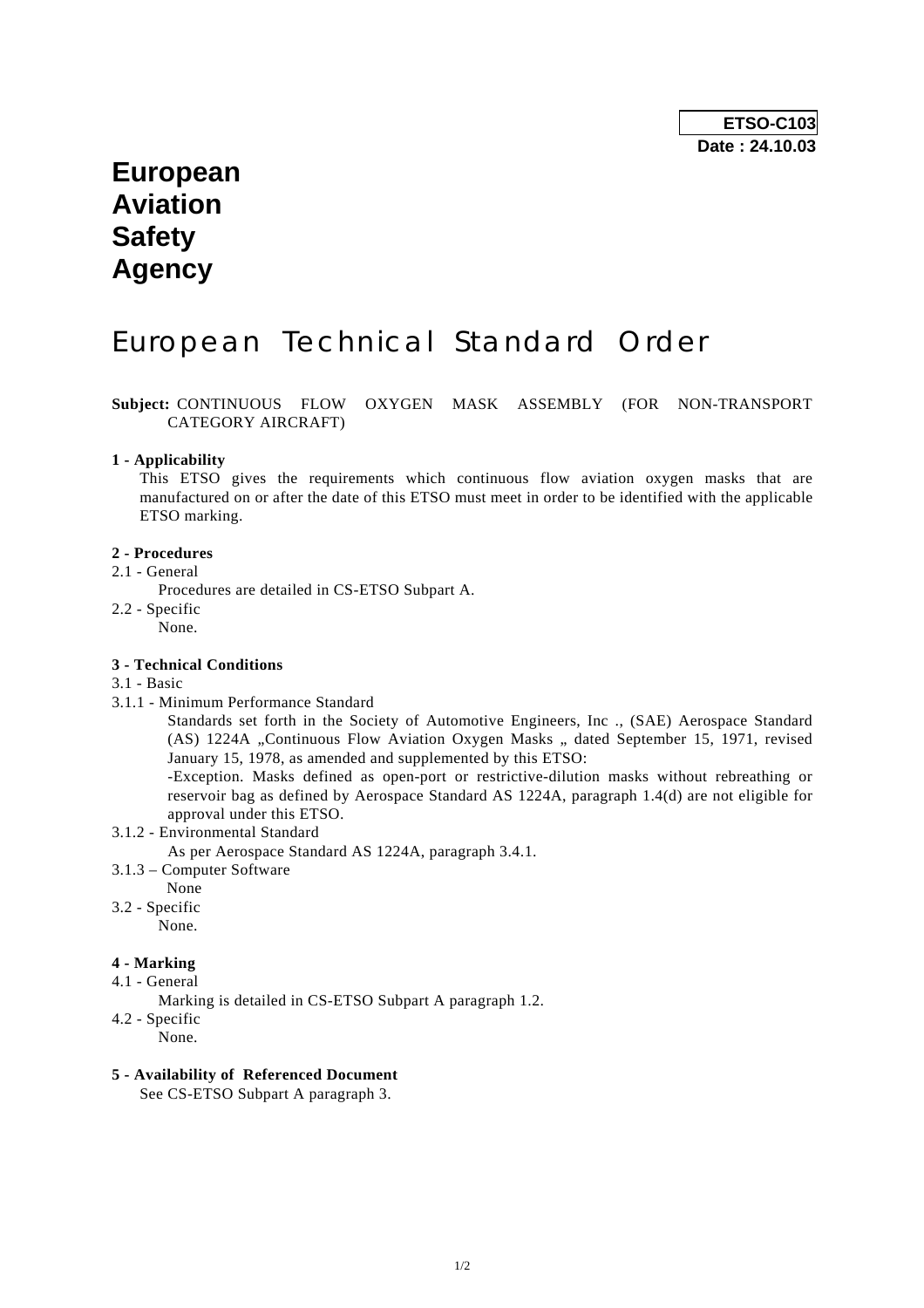**ETSO-C103**
**Date : 24.10.03**

# European Aviation Safety Agency

# European Technical Standard Order

**Subject:** CONTINUOUS FLOW OXYGEN MASK ASSEMBLY (FOR NON-TRANSPORT CATEGORY AIRCRAFT)

**1 - Applicability**

This ETSO gives the requirements which continuous flow aviation oxygen masks that are manufactured on or after the date of this ETSO must meet in order to be identified with the applicable ETSO marking.

**2 - Procedures**

2.1 - General

Procedures are detailed in CS-ETSO Subpart A.

2.2 - Specific

None.

**3 - Technical Conditions**

3.1 - Basic

3.1.1 - Minimum Performance Standard

Standards set forth in the Society of Automotive Engineers, Inc ., (SAE) Aerospace Standard (AS) 1224A „Continuous Flow Aviation Oxygen Masks „ dated September 15, 1971, revised January 15, 1978, as amended and supplemented by this ETSO:

-Exception. Masks defined as open-port or restrictive-dilution masks without rebreathing or reservoir bag as defined by Aerospace Standard AS 1224A, paragraph 1.4(d) are not eligible for approval under this ETSO.

3.1.2 - Environmental Standard

As per Aerospace Standard AS 1224A, paragraph 3.4.1.

3.1.3 – Computer Software

None

3.2 - Specific

None.

**4 - Marking**

4.1 - General

Marking is detailed in CS-ETSO Subpart A paragraph 1.2.

4.2 - Specific

None.

**5 - Availability of Referenced Document**

See CS-ETSO Subpart A paragraph 3.